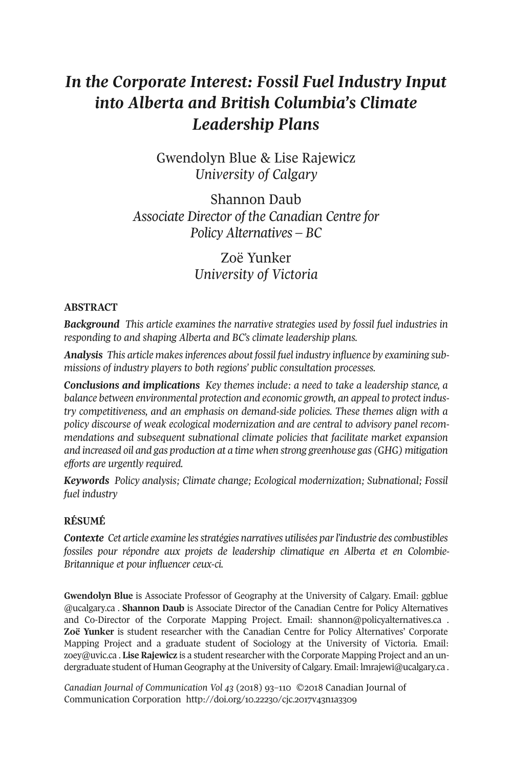# *In the Corporate Interest: Fossil Fuel Industry Input into Alberta and British Columbia's Climate Leadership Plans*

Gwendolyn Blue & Lise Rajewicz
*University of Calgary*

Shannon Daub
*Associate Director of the Canadian Centre for Policy Alternatives – BC*

Zoë Yunker
*University of Victoria*

## ABSTRACT

***Background*** *This article examines the narrative strategies used by fossil fuel industries in responding to and shaping Alberta and BC's climate leadership plans.*

***Analysis*** *This article makes inferences about fossil fuel industry influence by examining submissions of industry players to both regions' public consultation processes.*

***Conclusions and implications*** *Key themes include: a need to take a leadership stance, a balance between environmental protection and economic growth, an appeal to protect industry competitiveness, and an emphasis on demand-side policies. These themes align with a policy discourse of weak ecological modernization and are central to advisory panel recommendations and subsequent subnational climate policies that facilitate market expansion and increased oil and gas production at a time when strong greenhouse gas (GHG) mitigation efforts are urgently required.*

***Keywords*** *Policy analysis; Climate change; Ecological modernization; Subnational; Fossil fuel industry*

## RÉSUMÉ

***Contexte*** *Cet article examine les stratégies narratives utilisées par l'industrie des combustibles fossiles pour répondre aux projets de leadership climatique en Alberta et en Colombie-Britannique et pour influencer ceux-ci.*

**Gwendolyn Blue** is Associate Professor of Geography at the University of Calgary. Email: ggblue@ucalgary.ca . **Shannon Daub** is Associate Director of the Canadian Centre for Policy Alternatives and Co-Director of the Corporate Mapping Project. Email: shannon@policyalternatives.ca . **Zoë Yunker** is student researcher with the Canadian Centre for Policy Alternatives' Corporate Mapping Project and a graduate student of Sociology at the University of Victoria. Email: zoey@uvic.ca . **Lise Rajewicz** is a student researcher with the Corporate Mapping Project and an undergraduate student of Human Geography at the University of Calgary. Email: lmrajewi@ucalgary.ca .

*Canadian Journal of Communication Vol 43* (2018) 93–110 ©2018 Canadian Journal of Communication Corporation http://doi.org/10.22230/cjc.2017v43n1a3309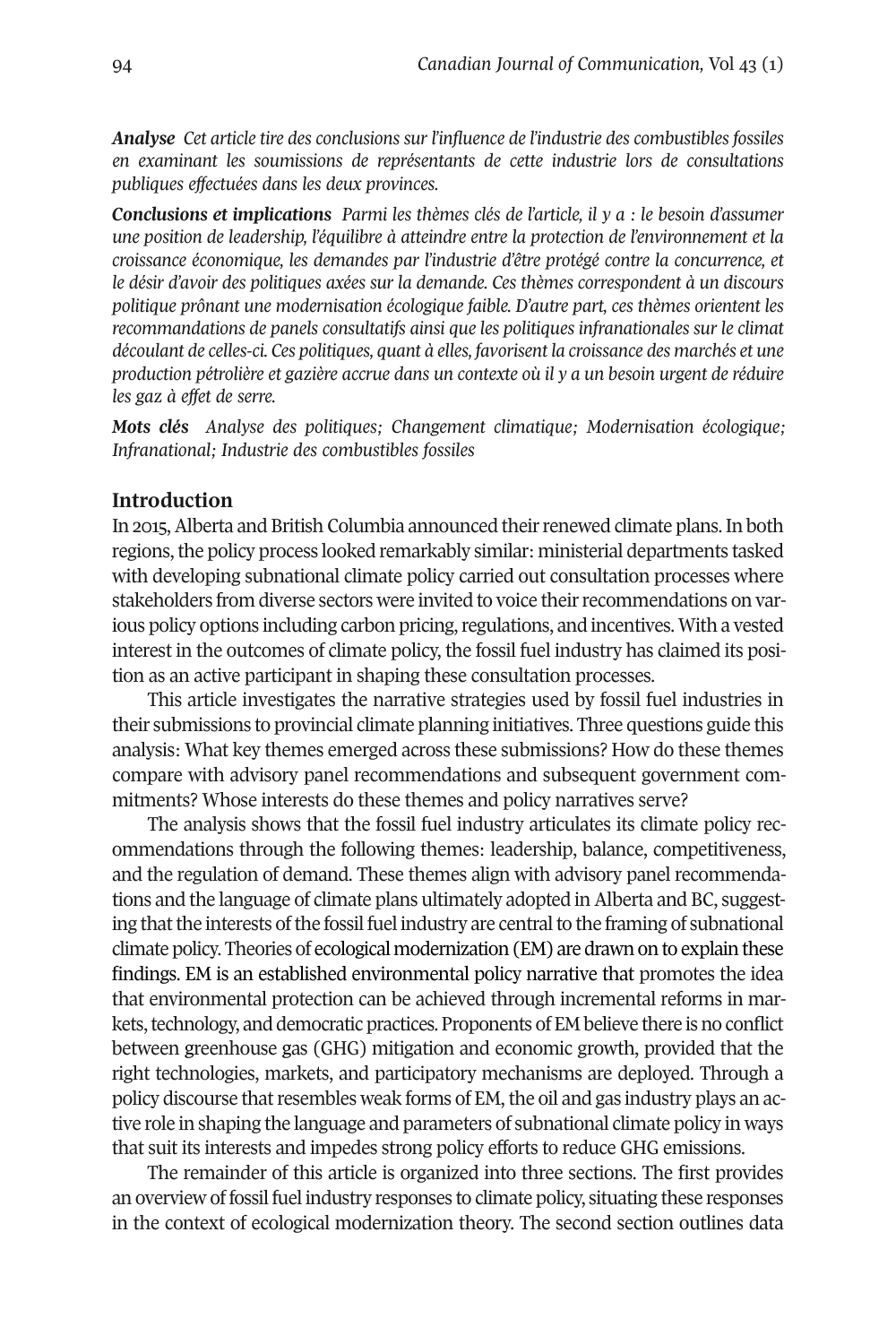***Analyse*** *Cet article tire des conclusions sur l'influence de l'industrie des combustibles fossiles en examinant les soumissions de représentants de cette industrie lors de consultations publiques effectuées dans les deux provinces.*

***Conclusions et implications*** *Parmi les thèmes clés de l'article, il y a : le besoin d'assumer une position de leadership, l'équilibre à atteindre entre la protection de l'environnement et la croissance économique, les demandes par l'industrie d'être protégé contre la concurrence, et le désir d'avoir des politiques axées sur la demande. Ces thèmes correspondent à un discours politique prônant une modernisation écologique faible. D'autre part, ces thèmes orientent les recommandations de panels consultatifs ainsi que les politiques infranationales sur le climat découlant de celles-ci. Ces politiques, quant à elles, favorisent la croissance des marchés et une production pétrolière et gazière accrue dans un contexte où il y a un besoin urgent de réduire les gaz à effet de serre.*

***Mots clés*** *Analyse des politiques; Changement climatique; Modernisation écologique; Infranational; Industrie des combustibles fossiles*

## Introduction

In 2015, Alberta and British Columbia announced their renewed climate plans. In both regions, the policy process looked remarkably similar: ministerial departments tasked with developing subnational climate policy carried out consultation processes where stakeholders from diverse sectors were invited to voice their recommendations on various policy options including carbon pricing, regulations, and incentives. With a vested interest in the outcomes of climate policy, the fossil fuel industry has claimed its position as an active participant in shaping these consultation processes.

This article investigates the narrative strategies used by fossil fuel industries in their submissions to provincial climate planning initiatives. Three questions guide this analysis: What key themes emerged across these submissions? How do these themes compare with advisory panel recommendations and subsequent government commitments? Whose interests do these themes and policy narratives serve?

The analysis shows that the fossil fuel industry articulates its climate policy recommendations through the following themes: leadership, balance, competitiveness, and the regulation of demand. These themes align with advisory panel recommendations and the language of climate plans ultimately adopted in Alberta and BC, suggesting that the interests of the fossil fuel industry are central to the framing of subnational climate policy. Theories of ecological modernization (EM) are drawn on to explain these findings. EM is an established environmental policy narrative that promotes the idea that environmental protection can be achieved through incremental reforms in markets, technology, and democratic practices. Proponents of EM believe there is no conflict between greenhouse gas (GHG) mitigation and economic growth, provided that the right technologies, markets, and participatory mechanisms are deployed. Through a policy discourse that resembles weak forms of EM, the oil and gas industry plays an active role in shaping the language and parameters of subnational climate policy in ways that suit its interests and impedes strong policy efforts to reduce GHG emissions.

The remainder of this article is organized into three sections. The first provides an overview of fossil fuel industry responses to climate policy, situating these responses in the context of ecological modernization theory. The second section outlines data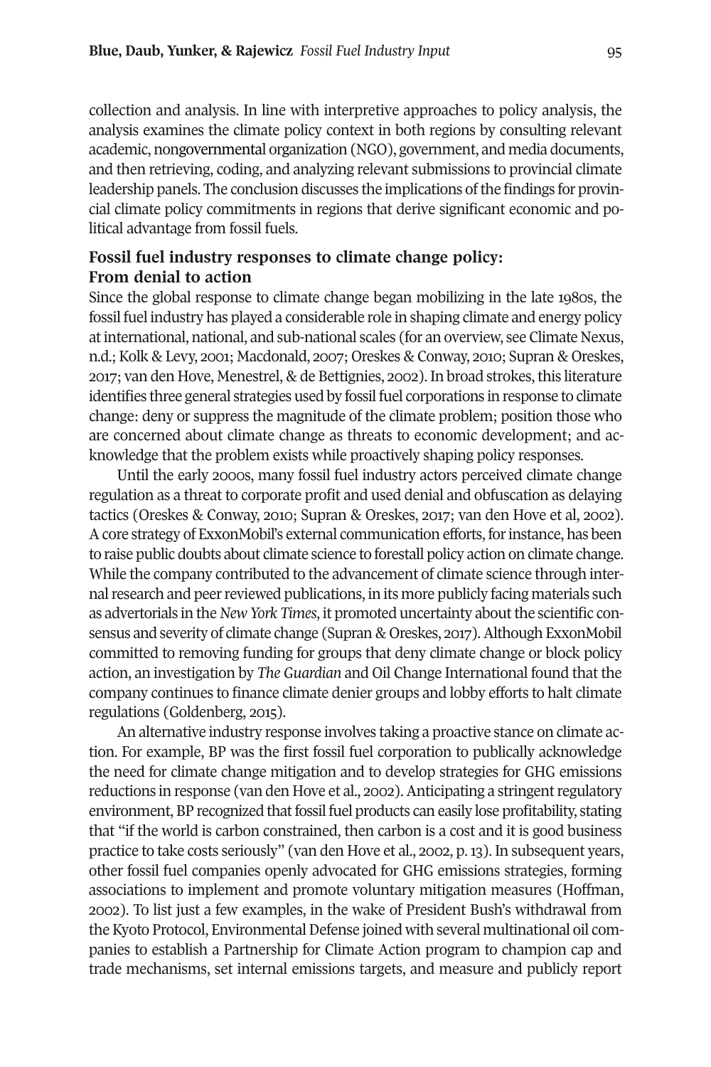collection and analysis. In line with interpretive approaches to policy analysis, the analysis examines the climate policy context in both regions by consulting relevant academic, nongovernmental organization (NGO), government, and media documents, and then retrieving, coding, and analyzing relevant submissions to provincial climate leadership panels. The conclusion discusses the implications of the findings for provincial climate policy commitments in regions that derive significant economic and political advantage from fossil fuels.

## Fossil fuel industry responses to climate change policy: From denial to action

Since the global response to climate change began mobilizing in the late 1980s, the fossil fuel industry has played a considerable role in shaping climate and energy policy at international, national, and sub-national scales (for an overview, see Climate Nexus, n.d.; Kolk & Levy, 2001; Macdonald, 2007; Oreskes & Conway, 2010; Supran & Oreskes, 2017; van den Hove, Menestrel, & de Bettignies, 2002). In broad strokes, this literature identifies three general strategies used by fossil fuel corporations in response to climate change: deny or suppress the magnitude of the climate problem; position those who are concerned about climate change as threats to economic development; and acknowledge that the problem exists while proactively shaping policy responses.

Until the early 2000s, many fossil fuel industry actors perceived climate change regulation as a threat to corporate profit and used denial and obfuscation as delaying tactics (Oreskes & Conway, 2010; Supran & Oreskes, 2017; van den Hove et al, 2002). A core strategy of ExxonMobil's external communication efforts, for instance, has been to raise public doubts about climate science to forestall policy action on climate change. While the company contributed to the advancement of climate science through internal research and peer reviewed publications, in its more publicly facing materials such as advertorials in the *New York Times*, it promoted uncertainty about the scientific consensus and severity of climate change (Supran & Oreskes, 2017). Although ExxonMobil committed to removing funding for groups that deny climate change or block policy action, an investigation by *The Guardian* and Oil Change International found that the company continues to finance climate denier groups and lobby efforts to halt climate regulations (Goldenberg, 2015).

An alternative industry response involves taking a proactive stance on climate action. For example, BP was the first fossil fuel corporation to publically acknowledge the need for climate change mitigation and to develop strategies for GHG emissions reductions in response (van den Hove et al., 2002). Anticipating a stringent regulatory environment, BP recognized that fossil fuel products can easily lose profitability, stating that "if the world is carbon constrained, then carbon is a cost and it is good business practice to take costs seriously" (van den Hove et al., 2002, p. 13). In subsequent years, other fossil fuel companies openly advocated for GHG emissions strategies, forming associations to implement and promote voluntary mitigation measures (Hoffman, 2002). To list just a few examples, in the wake of President Bush's withdrawal from the Kyoto Protocol, Environmental Defense joined with several multinational oil companies to establish a Partnership for Climate Action program to champion cap and trade mechanisms, set internal emissions targets, and measure and publicly report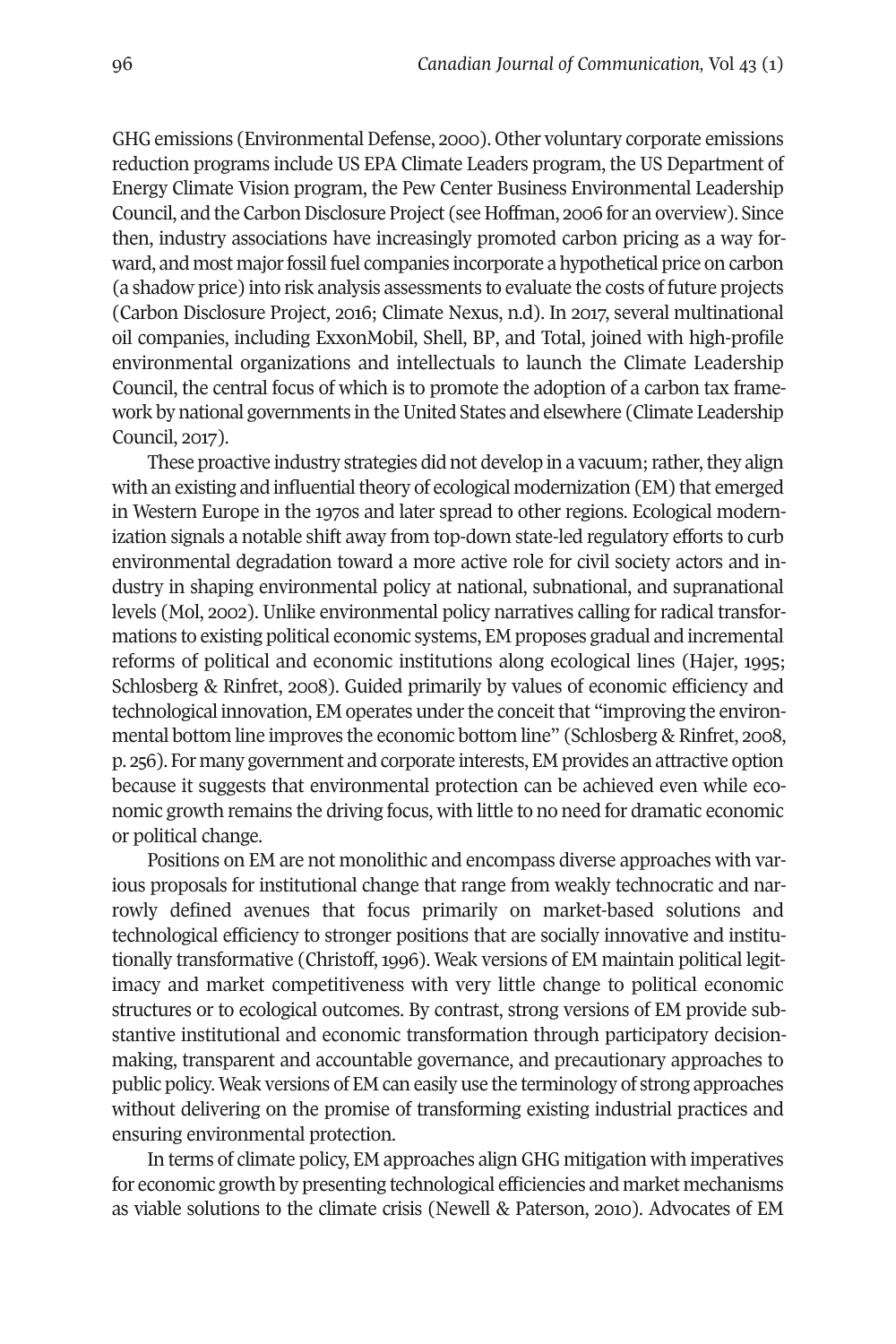GHG emissions (Environmental Defense, 2000). Other voluntary corporate emissions reduction programs include US EPA Climate Leaders program, the US Department of Energy Climate Vision program, the Pew Center Business Environmental Leadership Council, and the Carbon Disclosure Project (see Hoffman, 2006 for an overview). Since then, industry associations have increasingly promoted carbon pricing as a way forward, and most major fossil fuel companies incorporate a hypothetical price on carbon (a shadow price) into risk analysis assessments to evaluate the costs of future projects (Carbon Disclosure Project, 2016; Climate Nexus, n.d). In 2017, several multinational oil companies, including ExxonMobil, Shell, BP, and Total, joined with high-profile environmental organizations and intellectuals to launch the Climate Leadership Council, the central focus of which is to promote the adoption of a carbon tax framework by national governments in the United States and elsewhere (Climate Leadership Council, 2017).

These proactive industry strategies did not develop in a vacuum; rather, they align with an existing and influential theory of ecological modernization (EM) that emerged in Western Europe in the 1970s and later spread to other regions. Ecological modernization signals a notable shift away from top-down state-led regulatory efforts to curb environmental degradation toward a more active role for civil society actors and industry in shaping environmental policy at national, subnational, and supranational levels (Mol, 2002). Unlike environmental policy narratives calling for radical transformations to existing political economic systems, EM proposes gradual and incremental reforms of political and economic institutions along ecological lines (Hajer, 1995; Schlosberg & Rinfret, 2008). Guided primarily by values of economic efficiency and technological innovation, EM operates under the conceit that "improving the environmental bottom line improves the economic bottom line" (Schlosberg & Rinfret, 2008, p. 256). For many government and corporate interests, EM provides an attractive option because it suggests that environmental protection can be achieved even while economic growth remains the driving focus, with little to no need for dramatic economic or political change.

Positions on EM are not monolithic and encompass diverse approaches with various proposals for institutional change that range from weakly technocratic and narrowly defined avenues that focus primarily on market-based solutions and technological efficiency to stronger positions that are socially innovative and institutionally transformative (Christoff, 1996). Weak versions of EM maintain political legitimacy and market competitiveness with very little change to political economic structures or to ecological outcomes. By contrast, strong versions of EM provide substantive institutional and economic transformation through participatory decision-making, transparent and accountable governance, and precautionary approaches to public policy. Weak versions of EM can easily use the terminology of strong approaches without delivering on the promise of transforming existing industrial practices and ensuring environmental protection.

In terms of climate policy, EM approaches align GHG mitigation with imperatives for economic growth by presenting technological efficiencies and market mechanisms as viable solutions to the climate crisis (Newell & Paterson, 2010). Advocates of EM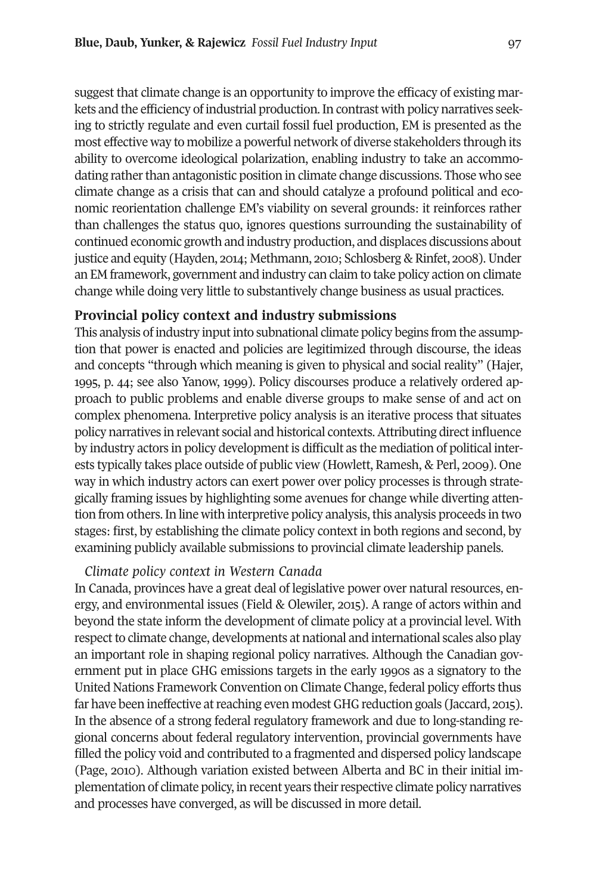suggest that climate change is an opportunity to improve the efficacy of existing markets and the efficiency of industrial production. In contrast with policy narratives seeking to strictly regulate and even curtail fossil fuel production, EM is presented as the most effective way to mobilize a powerful network of diverse stakeholders through its ability to overcome ideological polarization, enabling industry to take an accommodating rather than antagonistic position in climate change discussions. Those who see climate change as a crisis that can and should catalyze a profound political and economic reorientation challenge EM's viability on several grounds: it reinforces rather than challenges the status quo, ignores questions surrounding the sustainability of continued economic growth and industry production, and displaces discussions about justice and equity (Hayden, 2014; Methmann, 2010; Schlosberg & Rinfet, 2008). Under an EM framework, government and industry can claim to take policy action on climate change while doing very little to substantively change business as usual practices.

## Provincial policy context and industry submissions

This analysis of industry input into subnational climate policy begins from the assumption that power is enacted and policies are legitimized through discourse, the ideas and concepts "through which meaning is given to physical and social reality" (Hajer, 1995, p. 44; see also Yanow, 1999). Policy discourses produce a relatively ordered approach to public problems and enable diverse groups to make sense of and act on complex phenomena. Interpretive policy analysis is an iterative process that situates policy narratives in relevant social and historical contexts. Attributing direct influence by industry actors in policy development is difficult as the mediation of political interests typically takes place outside of public view (Howlett, Ramesh, & Perl, 2009). One way in which industry actors can exert power over policy processes is through strategically framing issues by highlighting some avenues for change while diverting attention from others. In line with interpretive policy analysis, this analysis proceeds in two stages: first, by establishing the climate policy context in both regions and second, by examining publicly available submissions to provincial climate leadership panels.

### *Climate policy context in Western Canada*

In Canada, provinces have a great deal of legislative power over natural resources, energy, and environmental issues (Field & Olewiler, 2015). A range of actors within and beyond the state inform the development of climate policy at a provincial level. With respect to climate change, developments at national and international scales also play an important role in shaping regional policy narratives. Although the Canadian government put in place GHG emissions targets in the early 1990s as a signatory to the United Nations Framework Convention on Climate Change, federal policy efforts thus far have been ineffective at reaching even modest GHG reduction goals (Jaccard, 2015). In the absence of a strong federal regulatory framework and due to long-standing regional concerns about federal regulatory intervention, provincial governments have filled the policy void and contributed to a fragmented and dispersed policy landscape (Page, 2010). Although variation existed between Alberta and BC in their initial implementation of climate policy, in recent years their respective climate policy narratives and processes have converged, as will be discussed in more detail.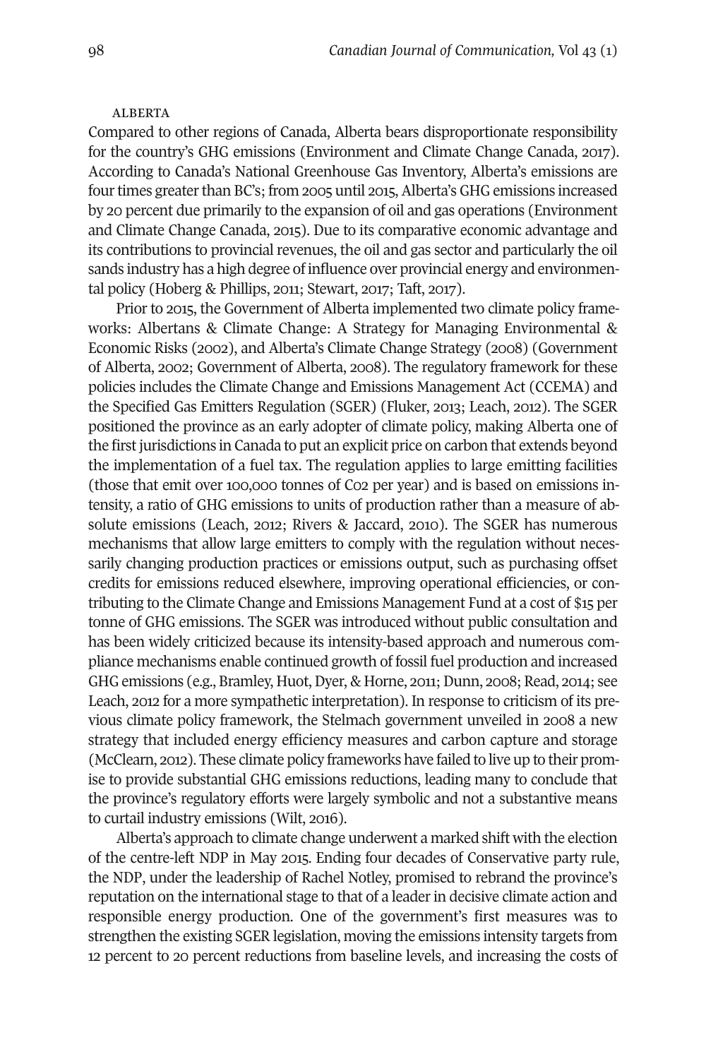### ALBERTA

Compared to other regions of Canada, Alberta bears disproportionate responsibility for the country's GHG emissions (Environment and Climate Change Canada, 2017). According to Canada's National Greenhouse Gas Inventory, Alberta's emissions are four times greater than BC's; from 2005 until 2015, Alberta's GHG emissions increased by 20 percent due primarily to the expansion of oil and gas operations (Environment and Climate Change Canada, 2015). Due to its comparative economic advantage and its contributions to provincial revenues, the oil and gas sector and particularly the oil sands industry has a high degree of influence over provincial energy and environmental policy (Hoberg & Phillips, 2011; Stewart, 2017; Taft, 2017).

Prior to 2015, the Government of Alberta implemented two climate policy frameworks: Albertans & Climate Change: A Strategy for Managing Environmental & Economic Risks (2002), and Alberta's Climate Change Strategy (2008) (Government of Alberta, 2002; Government of Alberta, 2008). The regulatory framework for these policies includes the Climate Change and Emissions Management Act (CCEMA) and the Specified Gas Emitters Regulation (SGER) (Fluker, 2013; Leach, 2012). The SGER positioned the province as an early adopter of climate policy, making Alberta one of the first jurisdictions in Canada to put an explicit price on carbon that extends beyond the implementation of a fuel tax. The regulation applies to large emitting facilities (those that emit over 100,000 tonnes of $CO_2$ per year) and is based on emissions intensity, a ratio of GHG emissions to units of production rather than a measure of absolute emissions (Leach, 2012; Rivers & Jaccard, 2010). The SGER has numerous mechanisms that allow large emitters to comply with the regulation without necessarily changing production practices or emissions output, such as purchasing offset credits for emissions reduced elsewhere, improving operational efficiencies, or contributing to the Climate Change and Emissions Management Fund at a cost of $15 per tonne of GHG emissions. The SGER was introduced without public consultation and has been widely criticized because its intensity-based approach and numerous compliance mechanisms enable continued growth of fossil fuel production and increased GHG emissions (e.g., Bramley, Huot, Dyer, & Horne, 2011; Dunn, 2008; Read, 2014; see Leach, 2012 for a more sympathetic interpretation). In response to criticism of its previous climate policy framework, the Stelmach government unveiled in 2008 a new strategy that included energy efficiency measures and carbon capture and storage (McClearn, 2012). These climate policy frameworks have failed to live up to their promise to provide substantial GHG emissions reductions, leading many to conclude that the province's regulatory efforts were largely symbolic and not a substantive means to curtail industry emissions (Wilt, 2016).

Alberta's approach to climate change underwent a marked shift with the election of the centre-left NDP in May 2015. Ending four decades of Conservative party rule, the NDP, under the leadership of Rachel Notley, promised to rebrand the province's reputation on the international stage to that of a leader in decisive climate action and responsible energy production. One of the government's first measures was to strengthen the existing SGER legislation, moving the emissions intensity targets from 12 percent to 20 percent reductions from baseline levels, and increasing the costs of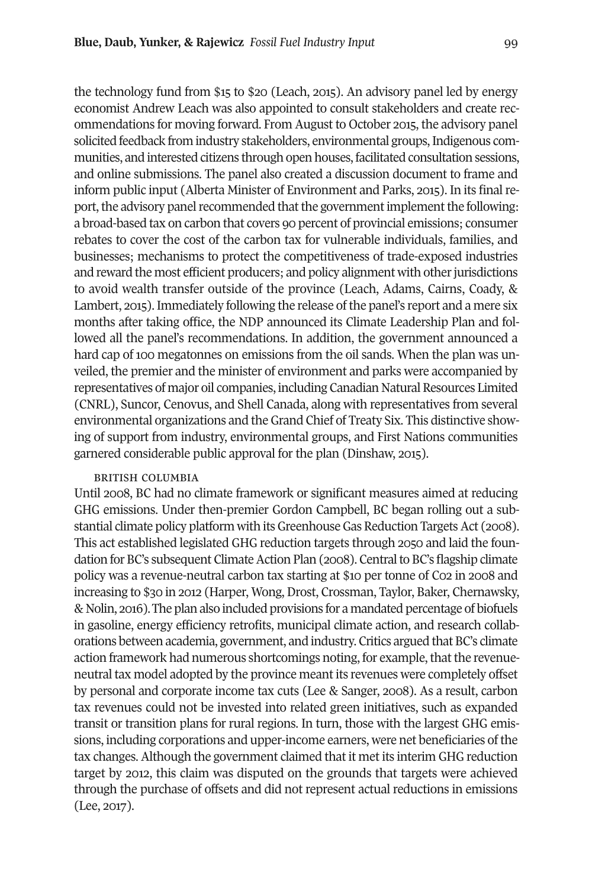the technology fund from $15 to $20 (Leach, 2015). An advisory panel led by energy economist Andrew Leach was also appointed to consult stakeholders and create recommendations for moving forward. From August to October 2015, the advisory panel solicited feedback from industry stakeholders, environmental groups, Indigenous communities, and interested citizens through open houses, facilitated consultation sessions, and online submissions. The panel also created a discussion document to frame and inform public input (Alberta Minister of Environment and Parks, 2015). In its final report, the advisory panel recommended that the government implement the following: a broad-based tax on carbon that covers 90 percent of provincial emissions; consumer rebates to cover the cost of the carbon tax for vulnerable individuals, families, and businesses; mechanisms to protect the competitiveness of trade-exposed industries and reward the most efficient producers; and policy alignment with other jurisdictions to avoid wealth transfer outside of the province (Leach, Adams, Cairns, Coady, & Lambert, 2015). Immediately following the release of the panel's report and a mere six months after taking office, the NDP announced its Climate Leadership Plan and followed all the panel's recommendations. In addition, the government announced a hard cap of 100 megatonnes on emissions from the oil sands. When the plan was unveiled, the premier and the minister of environment and parks were accompanied by representatives of major oil companies, including Canadian Natural Resources Limited (CNRL), Suncor, Cenovus, and Shell Canada, along with representatives from several environmental organizations and the Grand Chief of Treaty Six. This distinctive showing of support from industry, environmental groups, and First Nations communities garnered considerable public approval for the plan (Dinshaw, 2015).

### BRITISH COLUMBIA

Until 2008, BC had no climate framework or significant measures aimed at reducing GHG emissions. Under then-premier Gordon Campbell, BC began rolling out a substantial climate policy platform with its Greenhouse Gas Reduction Targets Act (2008). This act established legislated GHG reduction targets through 2050 and laid the foundation for BC's subsequent Climate Action Plan (2008). Central to BC's flagship climate policy was a revenue-neutral carbon tax starting at $10 per tonne of $CO_2$ in 2008 and increasing to $30 in 2012 (Harper, Wong, Drost, Crossman, Taylor, Baker, Chernawsky, & Nolin, 2016). The plan also included provisions for a mandated percentage of biofuels in gasoline, energy efficiency retrofits, municipal climate action, and research collaborations between academia, government, and industry. Critics argued that BC's climate action framework had numerous shortcomings noting, for example, that the revenue-neutral tax model adopted by the province meant its revenues were completely offset by personal and corporate income tax cuts (Lee & Sanger, 2008). As a result, carbon tax revenues could not be invested into related green initiatives, such as expanded transit or transition plans for rural regions. In turn, those with the largest GHG emissions, including corporations and upper-income earners, were net beneficiaries of the tax changes. Although the government claimed that it met its interim GHG reduction target by 2012, this claim was disputed on the grounds that targets were achieved through the purchase of offsets and did not represent actual reductions in emissions (Lee, 2017).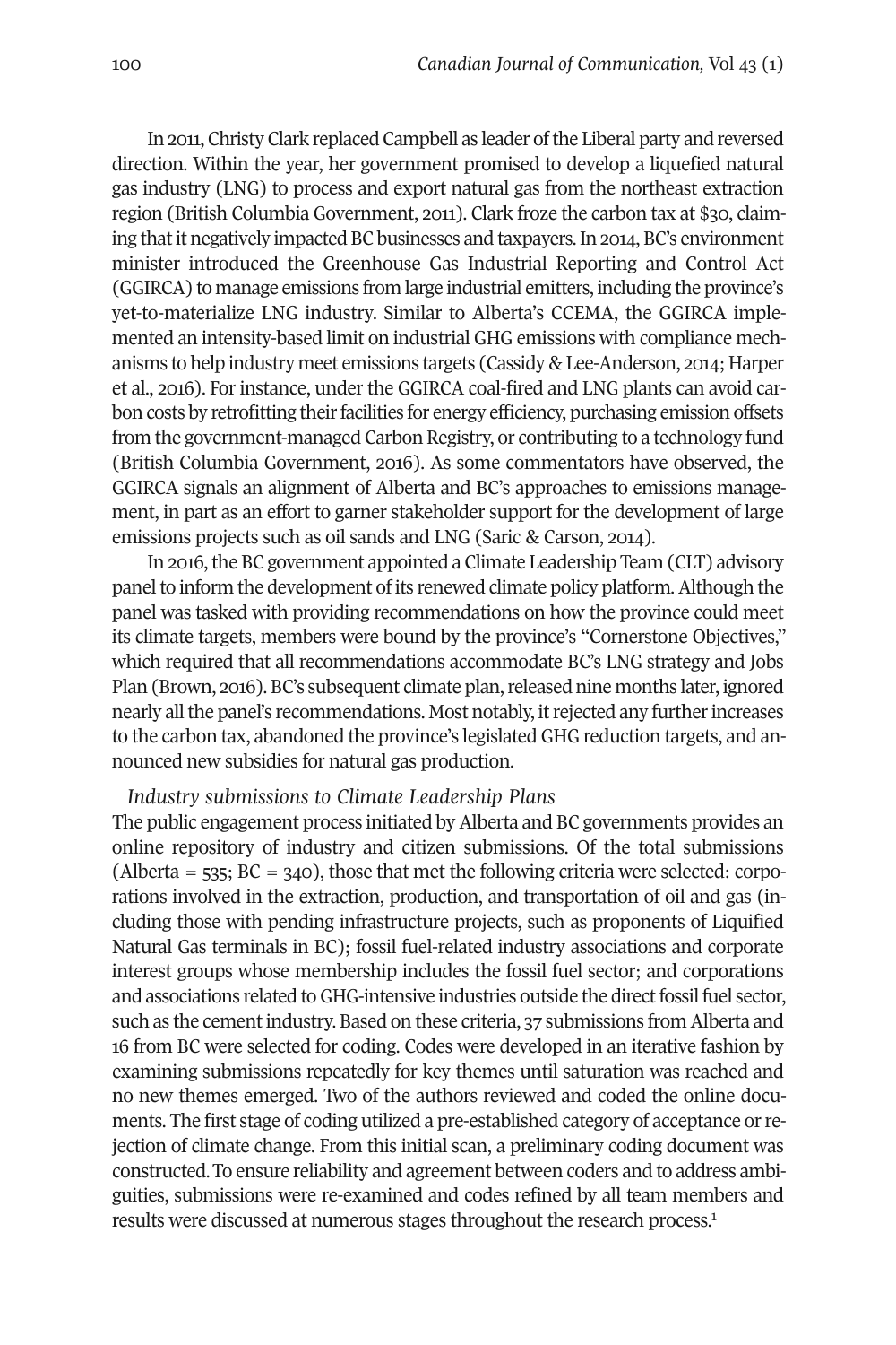In 2011, Christy Clark replaced Campbell as leader of the Liberal party and reversed direction. Within the year, her government promised to develop a liquefied natural gas industry (LNG) to process and export natural gas from the northeast extraction region (British Columbia Government, 2011). Clark froze the carbon tax at $30, claiming that it negatively impacted BC businesses and taxpayers. In 2014, BC's environment minister introduced the Greenhouse Gas Industrial Reporting and Control Act (GGIRCA) to manage emissions from large industrial emitters, including the province's yet-to-materialize LNG industry. Similar to Alberta's CCEMA, the GGIRCA implemented an intensity-based limit on industrial GHG emissions with compliance mechanisms to help industry meet emissions targets (Cassidy & Lee-Anderson, 2014; Harper et al., 2016). For instance, under the GGIRCA coal-fired and LNG plants can avoid carbon costs by retrofitting their facilities for energy efficiency, purchasing emission offsets from the government-managed Carbon Registry, or contributing to a technology fund (British Columbia Government, 2016). As some commentators have observed, the GGIRCA signals an alignment of Alberta and BC's approaches to emissions management, in part as an effort to garner stakeholder support for the development of large emissions projects such as oil sands and LNG (Saric & Carson, 2014).

In 2016, the BC government appointed a Climate Leadership Team (CLT) advisory panel to inform the development of its renewed climate policy platform. Although the panel was tasked with providing recommendations on how the province could meet its climate targets, members were bound by the province's "Cornerstone Objectives," which required that all recommendations accommodate BC's LNG strategy and Jobs Plan (Brown, 2016). BC's subsequent climate plan, released nine months later, ignored nearly all the panel's recommendations. Most notably, it rejected any further increases to the carbon tax, abandoned the province's legislated GHG reduction targets, and announced new subsidies for natural gas production.

*Industry submissions to Climate Leadership Plans*

The public engagement process initiated by Alberta and BC governments provides an online repository of industry and citizen submissions. Of the total submissions (Alberta = 535; BC = 340), those that met the following criteria were selected: corporations involved in the extraction, production, and transportation of oil and gas (including those with pending infrastructure projects, such as proponents of Liquified Natural Gas terminals in BC); fossil fuel-related industry associations and corporate interest groups whose membership includes the fossil fuel sector; and corporations and associations related to GHG-intensive industries outside the direct fossil fuel sector, such as the cement industry. Based on these criteria, 37 submissions from Alberta and 16 from BC were selected for coding. Codes were developed in an iterative fashion by examining submissions repeatedly for key themes until saturation was reached and no new themes emerged. Two of the authors reviewed and coded the online documents. The first stage of coding utilized a pre-established category of acceptance or rejection of climate change. From this initial scan, a preliminary coding document was constructed. To ensure reliability and agreement between coders and to address ambiguities, submissions were re-examined and codes refined by all team members and results were discussed at numerous stages throughout the research process.[1]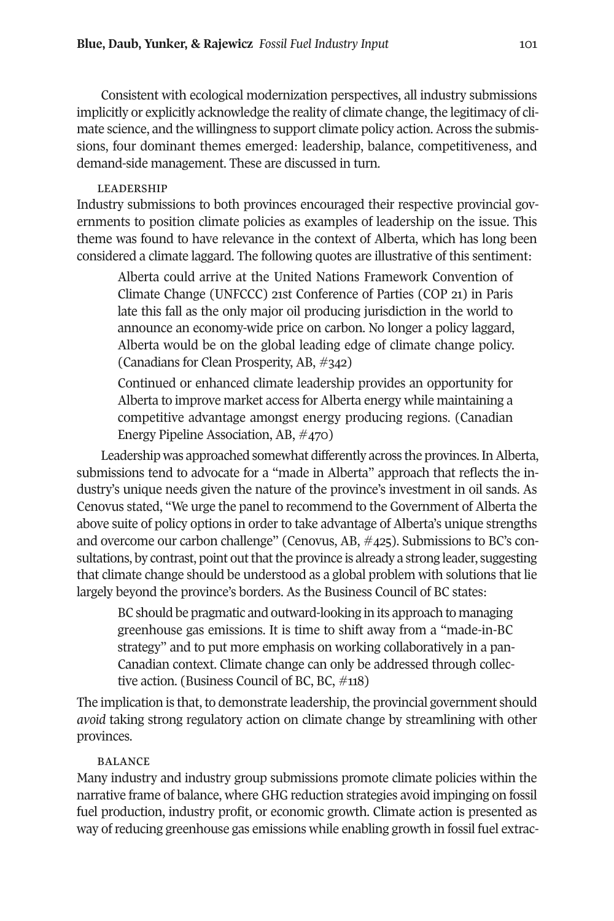Consistent with ecological modernization perspectives, all industry submissions implicitly or explicitly acknowledge the reality of climate change, the legitimacy of climate science, and the willingness to support climate policy action. Across the submissions, four dominant themes emerged: leadership, balance, competitiveness, and demand-side management. These are discussed in turn.

### LEADERSHIP

Industry submissions to both provinces encouraged their respective provincial governments to position climate policies as examples of leadership on the issue. This theme was found to have relevance in the context of Alberta, which has long been considered a climate laggard. The following quotes are illustrative of this sentiment:

> Alberta could arrive at the United Nations Framework Convention of Climate Change (UNFCCC) 21st Conference of Parties (COP 21) in Paris late this fall as the only major oil producing jurisdiction in the world to announce an economy-wide price on carbon. No longer a policy laggard, Alberta would be on the global leading edge of climate change policy. (Canadians for Clean Prosperity, AB, #342)

> Continued or enhanced climate leadership provides an opportunity for Alberta to improve market access for Alberta energy while maintaining a competitive advantage amongst energy producing regions. (Canadian Energy Pipeline Association, AB, #470)

Leadership was approached somewhat differently across the provinces. In Alberta, submissions tend to advocate for a "made in Alberta" approach that reflects the industry's unique needs given the nature of the province's investment in oil sands. As Cenovus stated, "We urge the panel to recommend to the Government of Alberta the above suite of policy options in order to take advantage of Alberta's unique strengths and overcome our carbon challenge" (Cenovus, AB, #425). Submissions to BC's consultations, by contrast, point out that the province is already a strong leader, suggesting that climate change should be understood as a global problem with solutions that lie largely beyond the province's borders. As the Business Council of BC states:

> BC should be pragmatic and outward-looking in its approach to managing greenhouse gas emissions. It is time to shift away from a "made-in-BC strategy" and to put more emphasis on working collaboratively in a pan-Canadian context. Climate change can only be addressed through collective action. (Business Council of BC, BC, #118)

The implication is that, to demonstrate leadership, the provincial government should *avoid* taking strong regulatory action on climate change by streamlining with other provinces.

### BALANCE

Many industry and industry group submissions promote climate policies within the narrative frame of balance, where GHG reduction strategies avoid impinging on fossil fuel production, industry profit, or economic growth. Climate action is presented as way of reducing greenhouse gas emissions while enabling growth in fossil fuel extrac-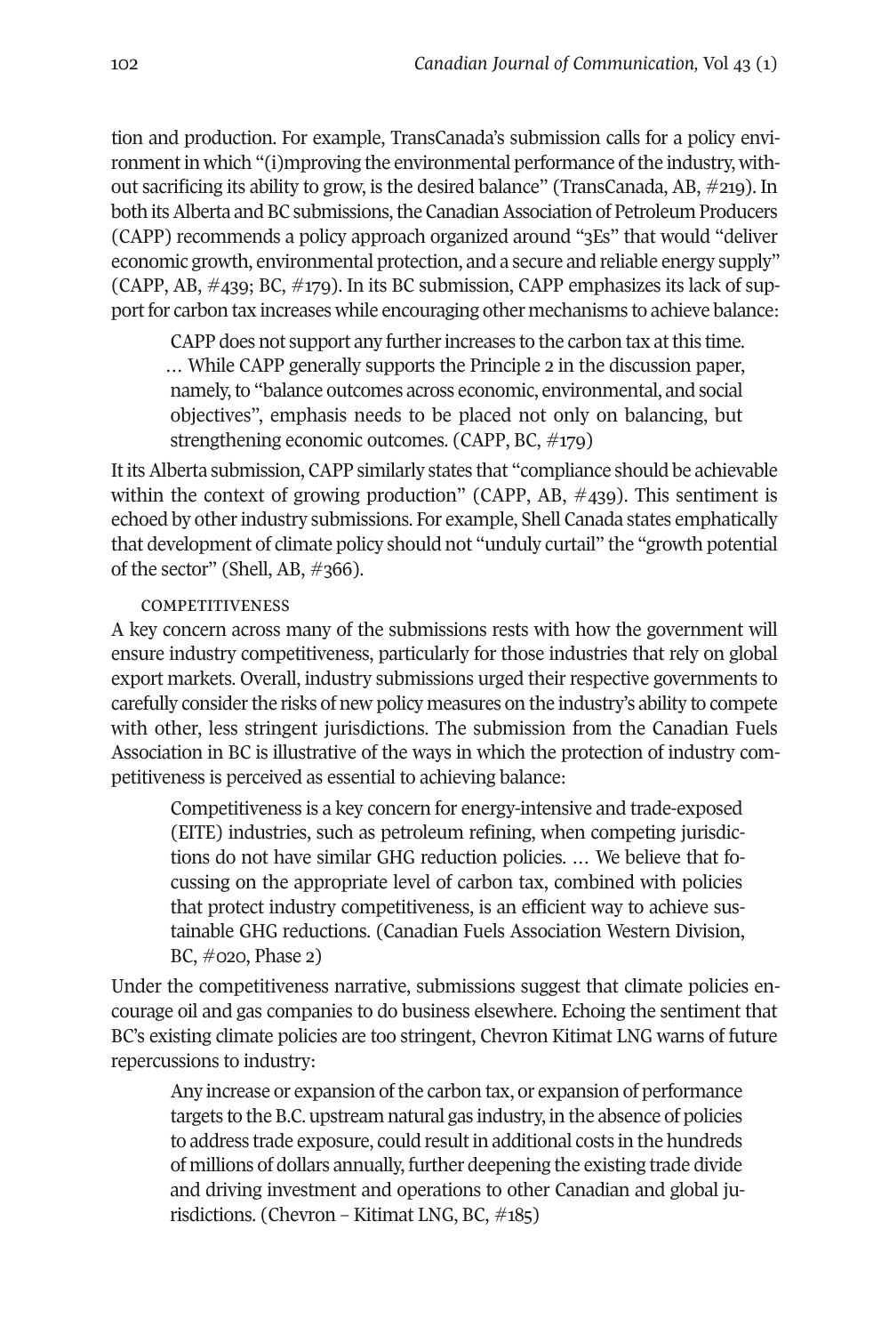tion and production. For example, TransCanada's submission calls for a policy environment in which "(i)mproving the environmental performance of the industry, without sacrificing its ability to grow, is the desired balance" (TransCanada, AB, #219). In both its Alberta and BC submissions, the Canadian Association of Petroleum Producers (CAPP) recommends a policy approach organized around "3Es" that would "deliver economic growth, environmental protection, and a secure and reliable energy supply" (CAPP, AB, #439; BC, #179). In its BC submission, CAPP emphasizes its lack of support for carbon tax increases while encouraging other mechanisms to achieve balance:

> CAPP does not support any further increases to the carbon tax at this time. … While CAPP generally supports the Principle 2 in the discussion paper, namely, to "balance outcomes across economic, environmental, and social objectives", emphasis needs to be placed not only on balancing, but strengthening economic outcomes. (CAPP, BC, #179)

It its Alberta submission, CAPP similarly states that "compliance should be achievable within the context of growing production" (CAPP, AB, #439). This sentiment is echoed by other industry submissions. For example, Shell Canada states emphatically that development of climate policy should not "unduly curtail" the "growth potential of the sector" (Shell, AB, #366).

#### Competitiveness

A key concern across many of the submissions rests with how the government will ensure industry competitiveness, particularly for those industries that rely on global export markets. Overall, industry submissions urged their respective governments to carefully consider the risks of new policy measures on the industry's ability to compete with other, less stringent jurisdictions. The submission from the Canadian Fuels Association in BC is illustrative of the ways in which the protection of industry competitiveness is perceived as essential to achieving balance:

> Competitiveness is a key concern for energy-intensive and trade-exposed (EITE) industries, such as petroleum refining, when competing jurisdictions do not have similar GHG reduction policies. … We believe that focussing on the appropriate level of carbon tax, combined with policies that protect industry competitiveness, is an efficient way to achieve sustainable GHG reductions. (Canadian Fuels Association Western Division, BC, #020, Phase 2)

Under the competitiveness narrative, submissions suggest that climate policies encourage oil and gas companies to do business elsewhere. Echoing the sentiment that BC's existing climate policies are too stringent, Chevron Kitimat LNG warns of future repercussions to industry:

> Any increase or expansion of the carbon tax, or expansion of performance targets to the B.C. upstream natural gas industry, in the absence of policies to address trade exposure, could result in additional costs in the hundreds of millions of dollars annually, further deepening the existing trade divide and driving investment and operations to other Canadian and global jurisdictions. (Chevron – Kitimat LNG, BC, #185)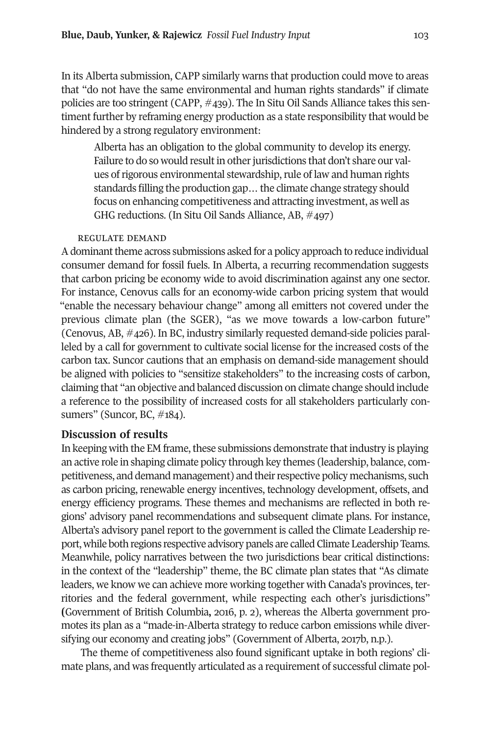In its Alberta submission, CAPP similarly warns that production could move to areas that "do not have the same environmental and human rights standards" if climate policies are too stringent (CAPP, #439). The In Situ Oil Sands Alliance takes this sentiment further by reframing energy production as a state responsibility that would be hindered by a strong regulatory environment:

> Alberta has an obligation to the global community to develop its energy. Failure to do so would result in other jurisdictions that don't share our values of rigorous environmental stewardship, rule of law and human rights standards filling the production gap… the climate change strategy should focus on enhancing competitiveness and attracting investment, as well as GHG reductions. (In Situ Oil Sands Alliance, AB, #497)

#### Regulate demand

A dominant theme across submissions asked for a policy approach to reduce individual consumer demand for fossil fuels. In Alberta, a recurring recommendation suggests that carbon pricing be economy wide to avoid discrimination against any one sector. For instance, Cenovus calls for an economy-wide carbon pricing system that would "enable the necessary behaviour change" among all emitters not covered under the previous climate plan (the SGER), "as we move towards a low-carbon future" (Cenovus, AB, #426). In BC, industry similarly requested demand-side policies paralleled by a call for government to cultivate social license for the increased costs of the carbon tax. Suncor cautions that an emphasis on demand-side management should be aligned with policies to "sensitize stakeholders" to the increasing costs of carbon, claiming that "an objective and balanced discussion on climate change should include a reference to the possibility of increased costs for all stakeholders particularly consumers" (Suncor, BC, #184).

### Discussion of results

In keeping with the EM frame, these submissions demonstrate that industry is playing an active role in shaping climate policy through key themes (leadership, balance, competitiveness, and demand management) and their respective policy mechanisms, such as carbon pricing, renewable energy incentives, technology development, offsets, and energy efficiency programs. These themes and mechanisms are reflected in both regions' advisory panel recommendations and subsequent climate plans. For instance, Alberta's advisory panel report to the government is called the Climate Leadership report, while both regions respective advisory panels are called Climate Leadership Teams. Meanwhile, policy narratives between the two jurisdictions bear critical distinctions: in the context of the "leadership" theme, the BC climate plan states that "As climate leaders, we know we can achieve more working together with Canada's provinces, territories and the federal government, while respecting each other's jurisdictions" (Government of British Columbia, 2016, p. 2), whereas the Alberta government promotes its plan as a "made-in-Alberta strategy to reduce carbon emissions while diversifying our economy and creating jobs" (Government of Alberta, 2017b, n.p.).

The theme of competitiveness also found significant uptake in both regions' climate plans, and was frequently articulated as a requirement of successful climate pol-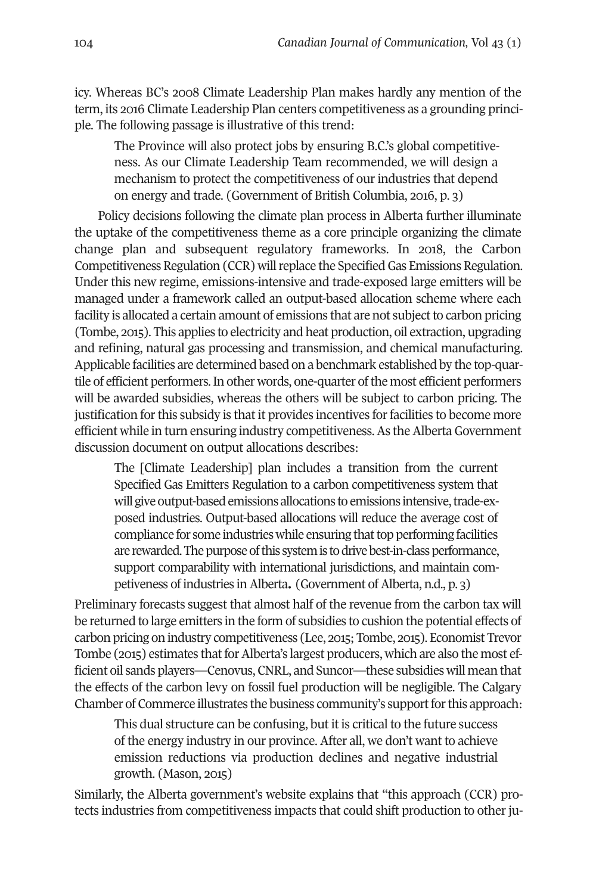icy. Whereas BC's 2008 Climate Leadership Plan makes hardly any mention of the term, its 2016 Climate Leadership Plan centers competitiveness as a grounding principle. The following passage is illustrative of this trend:

> The Province will also protect jobs by ensuring B.C.'s global competitiveness. As our Climate Leadership Team recommended, we will design a mechanism to protect the competitiveness of our industries that depend on energy and trade. (Government of British Columbia, 2016, p. 3)

Policy decisions following the climate plan process in Alberta further illuminate the uptake of the competitiveness theme as a core principle organizing the climate change plan and subsequent regulatory frameworks. In 2018, the Carbon Competitiveness Regulation (CCR) will replace the Specified Gas Emissions Regulation. Under this new regime, emissions-intensive and trade-exposed large emitters will be managed under a framework called an output-based allocation scheme where each facility is allocated a certain amount of emissions that are not subject to carbon pricing (Tombe, 2015). This applies to electricity and heat production, oil extraction, upgrading and refining, natural gas processing and transmission, and chemical manufacturing. Applicable facilities are determined based on a benchmark established by the top-quartile of efficient performers. In other words, one-quarter of the most efficient performers will be awarded subsidies, whereas the others will be subject to carbon pricing. The justification for this subsidy is that it provides incentives for facilities to become more efficient while in turn ensuring industry competitiveness. As the Alberta Government discussion document on output allocations describes:

> The [Climate Leadership] plan includes a transition from the current Specified Gas Emitters Regulation to a carbon competitiveness system that will give output-based emissions allocations to emissions intensive, trade-exposed industries. Output-based allocations will reduce the average cost of compliance for some industries while ensuring that top performing facilities are rewarded. The purpose of this system is to drive best-in-class performance, support comparability with international jurisdictions, and maintain competiveness of industries in Alberta**.** (Government of Alberta, n.d., p. 3)

Preliminary forecasts suggest that almost half of the revenue from the carbon tax will be returned to large emitters in the form of subsidies to cushion the potential effects of carbon pricing on industry competitiveness (Lee, 2015; Tombe, 2015). Economist Trevor Tombe (2015) estimates that for Alberta's largest producers, which are also the most efficient oil sands players—Cenovus, CNRL, and Suncor—these subsidies will mean that the effects of the carbon levy on fossil fuel production will be negligible. The Calgary Chamber of Commerce illustrates the business community's support for this approach:

> This dual structure can be confusing, but it is critical to the future success of the energy industry in our province. After all, we don't want to achieve emission reductions via production declines and negative industrial growth. (Mason, 2015)

Similarly, the Alberta government's website explains that "this approach (CCR) protects industries from competitiveness impacts that could shift production to other ju-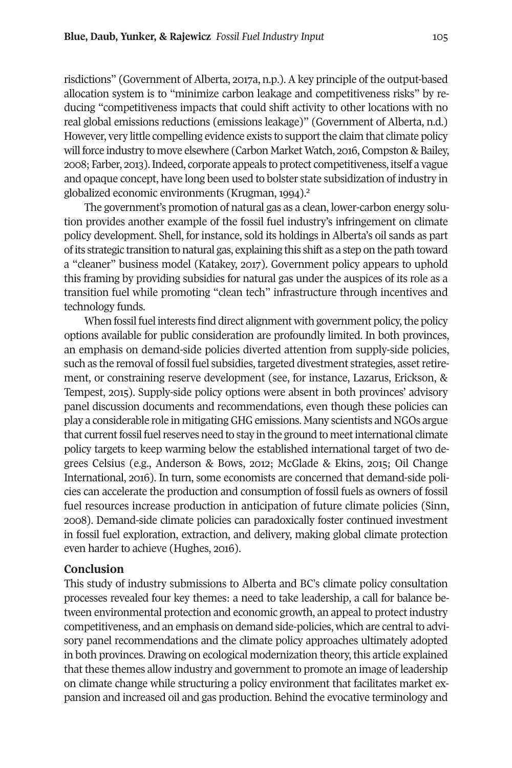risdictions" (Government of Alberta, 2017a, n.p.). A key principle of the output-based allocation system is to "minimize carbon leakage and competitiveness risks" by reducing "competitiveness impacts that could shift activity to other locations with no real global emissions reductions (emissions leakage)" (Government of Alberta, n.d.) However, very little compelling evidence exists to support the claim that climate policy will force industry to move elsewhere (Carbon Market Watch, 2016, Compston & Bailey, 2008; Farber, 2013). Indeed, corporate appeals to protect competitiveness, itself a vague and opaque concept, have long been used to bolster state subsidization of industry in globalized economic environments (Krugman, 1994).[2]

The government's promotion of natural gas as a clean, lower-carbon energy solution provides another example of the fossil fuel industry's infringement on climate policy development. Shell, for instance, sold its holdings in Alberta's oil sands as part of its strategic transition to natural gas, explaining this shift as a step on the path toward a "cleaner" business model (Katakey, 2017). Government policy appears to uphold this framing by providing subsidies for natural gas under the auspices of its role as a transition fuel while promoting "clean tech" infrastructure through incentives and technology funds.

When fossil fuel interests find direct alignment with government policy, the policy options available for public consideration are profoundly limited. In both provinces, an emphasis on demand-side policies diverted attention from supply-side policies, such as the removal of fossil fuel subsidies, targeted divestment strategies, asset retirement, or constraining reserve development (see, for instance, Lazarus, Erickson, & Tempest, 2015). Supply-side policy options were absent in both provinces' advisory panel discussion documents and recommendations, even though these policies can play a considerable role in mitigating GHG emissions. Many scientists and NGOs argue that current fossil fuel reserves need to stay in the ground to meet international climate policy targets to keep warming below the established international target of two degrees Celsius (e.g., Anderson & Bows, 2012; McGlade & Ekins, 2015; Oil Change International, 2016). In turn, some economists are concerned that demand-side policies can accelerate the production and consumption of fossil fuels as owners of fossil fuel resources increase production in anticipation of future climate policies (Sinn, 2008). Demand-side climate policies can paradoxically foster continued investment in fossil fuel exploration, extraction, and delivery, making global climate protection even harder to achieve (Hughes, 2016).

## Conclusion

This study of industry submissions to Alberta and BC's climate policy consultation processes revealed four key themes: a need to take leadership, a call for balance between environmental protection and economic growth, an appeal to protect industry competitiveness, and an emphasis on demand side-policies, which are central to advisory panel recommendations and the climate policy approaches ultimately adopted in both provinces. Drawing on ecological modernization theory, this article explained that these themes allow industry and government to promote an image of leadership on climate change while structuring a policy environment that facilitates market expansion and increased oil and gas production. Behind the evocative terminology and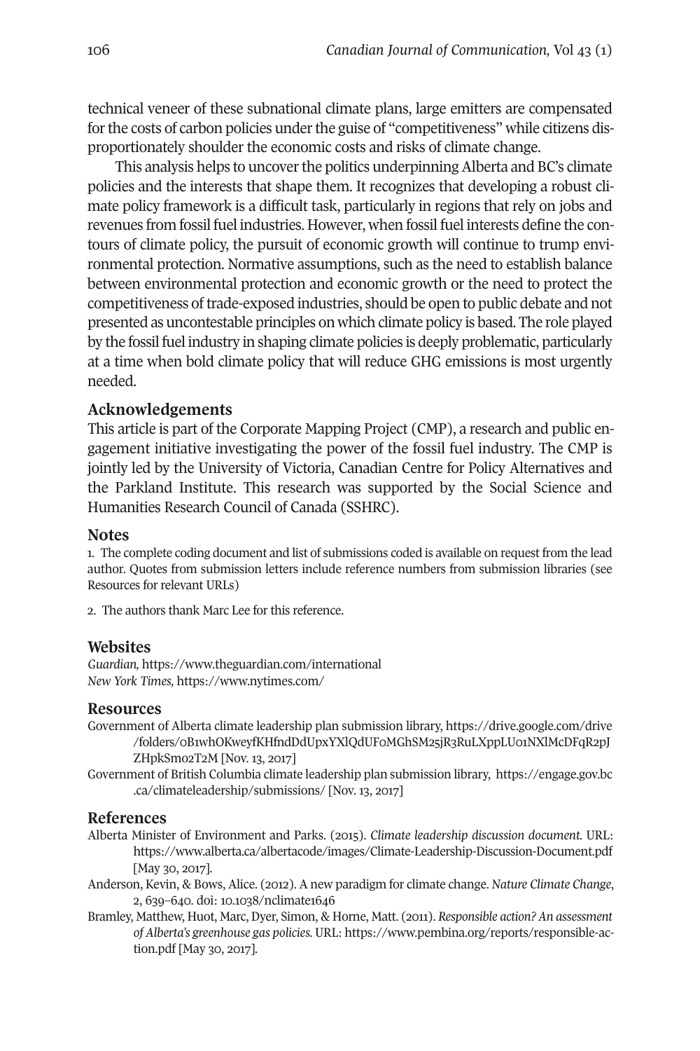technical veneer of these subnational climate plans, large emitters are compensated for the costs of carbon policies under the guise of "competitiveness" while citizens disproportionately shoulder the economic costs and risks of climate change.

This analysis helps to uncover the politics underpinning Alberta and BC's climate policies and the interests that shape them. It recognizes that developing a robust climate policy framework is a difficult task, particularly in regions that rely on jobs and revenues from fossil fuel industries. However, when fossil fuel interests define the contours of climate policy, the pursuit of economic growth will continue to trump environmental protection. Normative assumptions, such as the need to establish balance between environmental protection and economic growth or the need to protect the competitiveness of trade-exposed industries, should be open to public debate and not presented as uncontestable principles on which climate policy is based. The role played by the fossil fuel industry in shaping climate policies is deeply problematic, particularly at a time when bold climate policy that will reduce GHG emissions is most urgently needed.

## Acknowledgements

This article is part of the Corporate Mapping Project (CMP), a research and public engagement initiative investigating the power of the fossil fuel industry. The CMP is jointly led by the University of Victoria, Canadian Centre for Policy Alternatives and the Parkland Institute. This research was supported by the Social Science and Humanities Research Council of Canada (SSHRC).

## Notes

1. The complete coding document and list of submissions coded is available on request from the lead author. Quotes from submission letters include reference numbers from submission libraries (see Resources for relevant URLs)

2. The authors thank Marc Lee for this reference.

## Websites

*Guardian,* https://www.theguardian.com/international
*New York Times,* https://www.nytimes.com/

## Resources

Government of Alberta climate leadership plan submission library, https://drive.google.com/drive/folders/0B1whOKweyfKHfndDdUpxYXlQdUF0MGhSM25jR3RuLXppLU01NXlMcDFqR2pJZHpkSm02T2M [Nov. 13, 2017]

Government of British Columbia climate leadership plan submission library, https://engage.gov.bc.ca/climateleadership/submissions/ [Nov. 13, 2017]

## References

Alberta Minister of Environment and Parks. (2015). *Climate leadership discussion document.* URL: https://www.alberta.ca/albertacode/images/Climate-Leadership-Discussion-Document.pdf [May 30, 2017].

Anderson, Kevin, & Bows, Alice. (2012). A new paradigm for climate change. *Nature Climate Change*, 2, 639–640. doi: 10.1038/nclimate1646

Bramley, Matthew, Huot, Marc, Dyer, Simon, & Horne, Matt. (2011). *Responsible action? An assessment of Alberta's greenhouse gas policies.* URL: https://www.pembina.org/reports/responsible-action.pdf [May 30, 2017].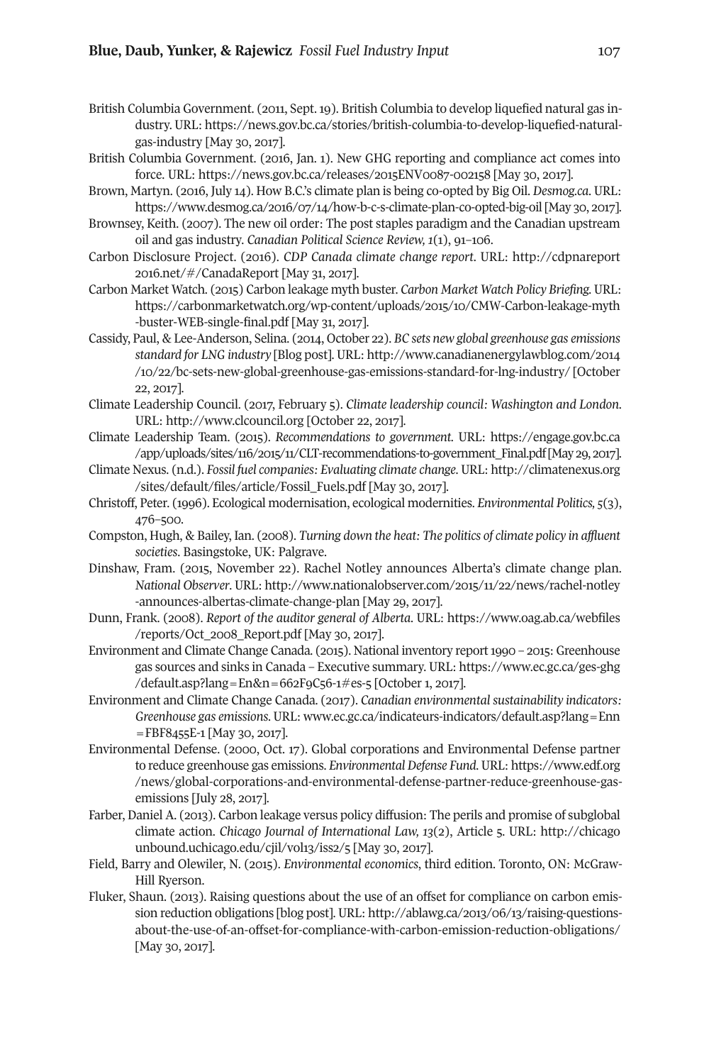British Columbia Government. (2011, Sept. 19). British Columbia to develop liquefied natural gas industry. URL: https://news.gov.bc.ca/stories/british-columbia-to-develop-liquefied-natural-gas-industry [May 30, 2017].

British Columbia Government. (2016, Jan. 1). New GHG reporting and compliance act comes into force. URL: https://news.gov.bc.ca/releases/2015ENV0087-002158 [May 30, 2017].

Brown, Martyn. (2016, July 14). How B.C.'s climate plan is being co-opted by Big Oil. *Desmog.ca*. URL: https://www.desmog.ca/2016/07/14/how-b-c-s-climate-plan-co-opted-big-oil [May 30, 2017].

Brownsey, Keith. (2007). The new oil order: The post staples paradigm and the Canadian upstream oil and gas industry. *Canadian Political Science Review, 1*(1), 91–106.

Carbon Disclosure Project. (2016). *CDP Canada climate change report*. URL: http://cdpnareport2016.net/#/CanadaReport [May 31, 2017].

Carbon Market Watch. (2015) Carbon leakage myth buster. *Carbon Market Watch Policy Briefing*. URL: https://carbonmarketwatch.org/wp-content/uploads/2015/10/CMW-Carbon-leakage-myth-buster-WEB-single-final.pdf [May 31, 2017].

Cassidy, Paul, & Lee-Anderson, Selina. (2014, October 22). *BC sets new global greenhouse gas emissions standard for LNG industry* [Blog post]. URL: http://www.canadianenergylawblog.com/2014/10/22/bc-sets-new-global-greenhouse-gas-emissions-standard-for-lng-industry/ [October 22, 2017].

Climate Leadership Council. (2017, February 5). *Climate leadership council: Washington and London*. URL: http://www.clcouncil.org [October 22, 2017].

Climate Leadership Team. (2015). *Recommendations to government*. URL: https://engage.gov.bc.ca/app/uploads/sites/116/2015/11/CLT-recommendations-to-government_Final.pdf [May 29, 2017].

Climate Nexus. (n.d.). *Fossil fuel companies: Evaluating climate change*. URL: http://climatenexus.org/sites/default/files/article/Fossil_Fuels.pdf [May 30, 2017].

Christoff, Peter. (1996). Ecological modernisation, ecological modernities. *Environmental Politics, 5*(3), 476–500.

Compston, Hugh, & Bailey, Ian. (2008). *Turning down the heat: The politics of climate policy in affluent societies*. Basingstoke, UK: Palgrave.

Dinshaw, Fram. (2015, November 22). Rachel Notley announces Alberta's climate change plan. *National Observer*. URL: http://www.nationalobserver.com/2015/11/22/news/rachel-notley-announces-albertas-climate-change-plan [May 29, 2017].

Dunn, Frank. (2008). *Report of the auditor general of Alberta*. URL: https://www.oag.ab.ca/webfiles/reports/Oct_2008_Report.pdf [May 30, 2017].

Environment and Climate Change Canada. (2015). National inventory report 1990 – 2015: Greenhouse gas sources and sinks in Canada – Executive summary. URL: https://www.ec.gc.ca/ges-ghg/default.asp?lang=En&n=662F9C56-1#es-5 [October 1, 2017].

Environment and Climate Change Canada. (2017). *Canadian environmental sustainability indicators: Greenhouse gas emissions*. URL: www.ec.gc.ca/indicateurs-indicators/default.asp?lang=Enn=FBF8455E-1 [May 30, 2017].

Environmental Defense. (2000, Oct. 17). Global corporations and Environmental Defense partner to reduce greenhouse gas emissions. *Environmental Defense Fund*. URL: https://www.edf.org/news/global-corporations-and-environmental-defense-partner-reduce-greenhouse-gas-emissions [July 28, 2017].

Farber, Daniel A. (2013). Carbon leakage versus policy diffusion: The perils and promise of subglobal climate action. *Chicago Journal of International Law, 13*(2), Article 5. URL: http://chicagounbound.uchicago.edu/cjil/vol13/iss2/5 [May 30, 2017].

Field, Barry and Olewiler, N. (2015). *Environmental economics*, third edition. Toronto, ON: McGraw-Hill Ryerson.

Fluker, Shaun. (2013). Raising questions about the use of an offset for compliance on carbon emission reduction obligations [blog post]. URL: http://ablawg.ca/2013/06/13/raising-questions-about-the-use-of-an-offset-for-compliance-with-carbon-emission-reduction-obligations/ [May 30, 2017].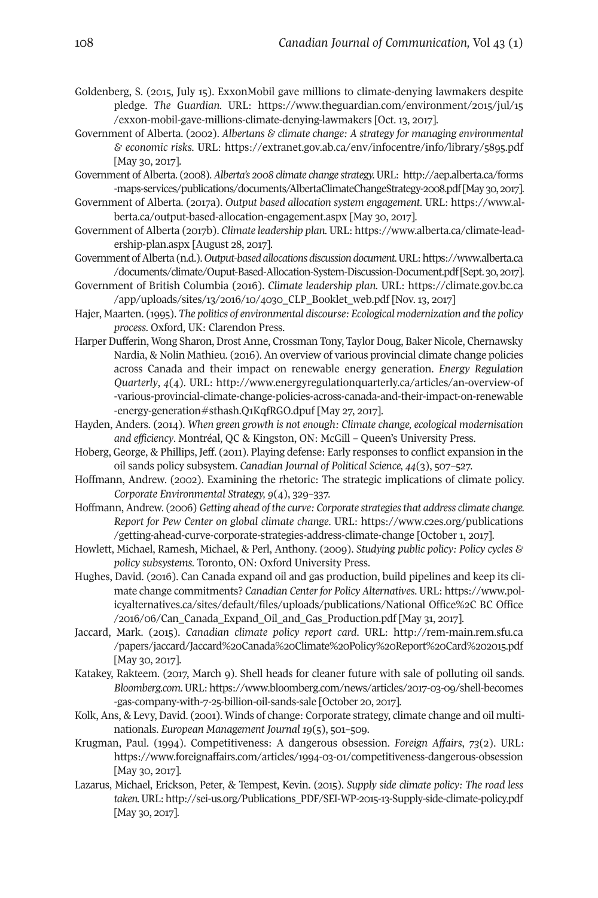Goldenberg, S. (2015, July 15). ExxonMobil gave millions to climate-denying lawmakers despite pledge. *The Guardian*. URL: https://www.theguardian.com/environment/2015/jul/15/exxon-mobil-gave-millions-climate-denying-lawmakers [Oct. 13, 2017].

Government of Alberta. (2002). *Albertans & climate change: A strategy for managing environmental & economic risks*. URL: https://extranet.gov.ab.ca/env/infocentre/info/library/5895.pdf [May 30, 2017].

Government of Alberta. (2008). *Alberta's 2008 climate change strategy*. URL: http://aep.alberta.ca/forms-maps-services/publications/documents/AlbertaClimateChangeStrategy-2008.pdf [May 30, 2017].

Government of Alberta. (2017a). *Output based allocation system engagement*. URL: https://www.alberta.ca/output-based-allocation-engagement.aspx [May 30, 2017].

Government of Alberta (2017b). *Climate leadership plan*. URL: https://www.alberta.ca/climate-leadership-plan.aspx [August 28, 2017].

Government of Alberta (n.d.). *Output-based allocations discussion document*. URL: https://www.alberta.ca/documents/climate/Ouput-Based-Allocation-System-Discussion-Document.pdf [Sept. 30, 2017].

Government of British Columbia (2016). *Climate leadership plan*. URL: https://climate.gov.bc.ca/app/uploads/sites/13/2016/10/4030_CLP_Booklet_web.pdf [Nov. 13, 2017]

Hajer, Maarten. (1995). *The politics of environmental discourse: Ecological modernization and the policy process*. Oxford, UK: Clarendon Press.

Harper Dufferin, Wong Sharon, Drost Anne, Crossman Tony, Taylor Doug, Baker Nicole, Chernawsky Nardia, & Nolin Mathieu. (2016). An overview of various provincial climate change policies across Canada and their impact on renewable energy generation. *Energy Regulation Quarterly*, *4*(4). URL: http://www.energyregulationquarterly.ca/articles/an-overview-of-various-provincial-climate-change-policies-across-canada-and-their-impact-on-renewable-energy-generation#sthash.Q1KqfRGO.dpuf [May 27, 2017].

Hayden, Anders. (2014). *When green growth is not enough: Climate change, ecological modernisation and efficiency*. Montréal, QC & Kingston, ON: McGill – Queen's University Press.

Hoberg, George, & Phillips, Jeff. (2011). Playing defense: Early responses to conflict expansion in the oil sands policy subsystem. *Canadian Journal of Political Science, 44*(3), 507–527.

Hoffmann, Andrew. (2002). Examining the rhetoric: The strategic implications of climate policy. *Corporate Environmental Strategy, 9*(4), 329–337.

Hoffmann, Andrew. (2006) *Getting ahead of the curve: Corporate strategies that address climate change. Report for Pew Center on global climate change*. URL: https://www.c2es.org/publications/getting-ahead-curve-corporate-strategies-address-climate-change [October 1, 2017].

Howlett, Michael, Ramesh, Michael, & Perl, Anthony. (2009). *Studying public policy: Policy cycles & policy subsystems*. Toronto, ON: Oxford University Press.

Hughes, David. (2016). Can Canada expand oil and gas production, build pipelines and keep its climate change commitments? *Canadian Center for Policy Alternatives*. URL: https://www.policyalternatives.ca/sites/default/files/uploads/publications/National Office%2C BC Office/2016/06/Can_Canada_Expand_Oil_and_Gas_Production.pdf [May 31, 2017].

Jaccard, Mark. (2015). *Canadian climate policy report card*. URL: http://rem-main.rem.sfu.ca/papers/jaccard/Jaccard%20Canada%20Climate%20Policy%20Report%20Card%202015.pdf [May 30, 2017].

Katakey, Rakteem. (2017, March 9). Shell heads for cleaner future with sale of polluting oil sands. *Bloomberg.com*. URL: https://www.bloomberg.com/news/articles/2017-03-09/shell-becomes-gas-company-with-7-25-billion-oil-sands-sale [October 20, 2017].

Kolk, Ans, & Levy, David. (2001). Winds of change: Corporate strategy, climate change and oil multinationals. *European Management Journal 19*(5), 501–509.

Krugman, Paul. (1994). Competitiveness: A dangerous obsession. *Foreign Affairs*, *73*(2). URL: https://www.foreignaffairs.com/articles/1994-03-01/competitiveness-dangerous-obsession [May 30, 2017].

Lazarus, Michael, Erickson, Peter, & Tempest, Kevin. (2015). *Supply side climate policy: The road less taken*. URL: http://sei-us.org/Publications_PDF/SEI-WP-2015-13-Supply-side-climate-policy.pdf [May 30, 2017].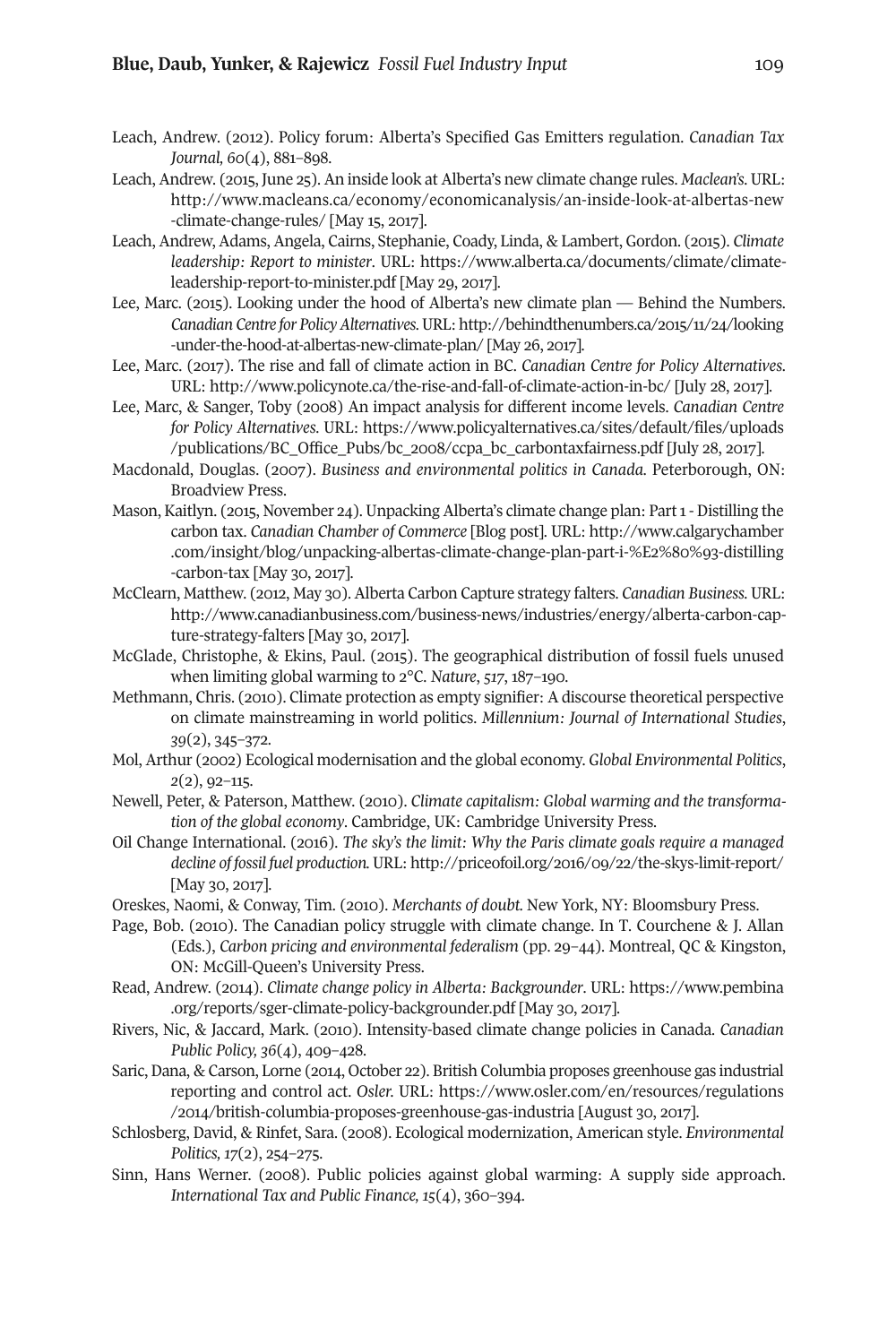Leach, Andrew. (2012). Policy forum: Alberta's Specified Gas Emitters regulation. *Canadian Tax Journal, 60*(4), 881–898.

Leach, Andrew. (2015, June 25). An inside look at Alberta's new climate change rules. *Maclean's.* URL: http://www.macleans.ca/economy/economicanalysis/an-inside-look-at-albertas-new-climate-change-rules/ [May 15, 2017].

Leach, Andrew, Adams, Angela, Cairns, Stephanie, Coady, Linda, & Lambert, Gordon. (2015). *Climate leadership: Report to minister*. URL: https://www.alberta.ca/documents/climate/climate-leadership-report-to-minister.pdf [May 29, 2017].

Lee, Marc. (2015). Looking under the hood of Alberta's new climate plan — Behind the Numbers. *Canadian Centre for Policy Alternatives.* URL: http://behindthenumbers.ca/2015/11/24/looking-under-the-hood-at-albertas-new-climate-plan/ [May 26, 2017].

Lee, Marc. (2017). The rise and fall of climate action in BC. *Canadian Centre for Policy Alternatives*. URL: http://www.policynote.ca/the-rise-and-fall-of-climate-action-in-bc/ [July 28, 2017].

Lee, Marc, & Sanger, Toby (2008) An impact analysis for different income levels. *Canadian Centre for Policy Alternatives.* URL: https://www.policyalternatives.ca/sites/default/files/uploads/publications/BC_Office_Pubs/bc_2008/ccpa_bc_carbontaxfairness.pdf [July 28, 2017].

Macdonald, Douglas. (2007). *Business and environmental politics in Canada.* Peterborough, ON: Broadview Press.

Mason, Kaitlyn. (2015, November 24). Unpacking Alberta's climate change plan: Part 1 - Distilling the carbon tax. *Canadian Chamber of Commerce* [Blog post]. URL: http://www.calgarychamber.com/insight/blog/unpacking-albertas-climate-change-plan-part-i-%E2%80%93-distilling-carbon-tax [May 30, 2017].

McClearn, Matthew. (2012, May 30). Alberta Carbon Capture strategy falters. *Canadian Business.* URL: http://www.canadianbusiness.com/business-news/industries/energy/alberta-carbon-capture-strategy-falters [May 30, 2017].

McGlade, Christophe, & Ekins, Paul. (2015). The geographical distribution of fossil fuels unused when limiting global warming to 2°C. *Nature*, *517*, 187–190.

Methmann, Chris. (2010). Climate protection as empty signifier: A discourse theoretical perspective on climate mainstreaming in world politics. *Millennium: Journal of International Studies*, *39*(2), 345–372.

Mol, Arthur (2002) Ecological modernisation and the global economy. *Global Environmental Politics*, *2*(2), 92–115.

Newell, Peter, & Paterson, Matthew. (2010). *Climate capitalism: Global warming and the transformation of the global economy*. Cambridge, UK: Cambridge University Press.

Oil Change International. (2016). *The sky's the limit: Why the Paris climate goals require a managed decline of fossil fuel production.* URL: http://priceofoil.org/2016/09/22/the-skys-limit-report/ [May 30, 2017].

Oreskes, Naomi, & Conway, Tim. (2010). *Merchants of doubt.* New York, NY: Bloomsbury Press.

Page, Bob. (2010). The Canadian policy struggle with climate change. In T. Courchene & J. Allan (Eds.), *Carbon pricing and environmental federalism* (pp. 29–44). Montreal, QC & Kingston, ON: McGill-Queen's University Press.

Read, Andrew. (2014). *Climate change policy in Alberta: Backgrounder*. URL: https://www.pembina.org/reports/sger-climate-policy-backgrounder.pdf [May 30, 2017].

Rivers, Nic, & Jaccard, Mark. (2010). Intensity-based climate change policies in Canada. *Canadian Public Policy, 36*(4), 409–428.

Saric, Dana, & Carson, Lorne (2014, October 22). British Columbia proposes greenhouse gas industrial reporting and control act. *Osler.* URL: https://www.osler.com/en/resources/regulations/2014/british-columbia-proposes-greenhouse-gas-industria [August 30, 2017].

Schlosberg, David, & Rinfet, Sara. (2008). Ecological modernization, American style. *Environmental Politics, 17*(2), 254–275.

Sinn, Hans Werner. (2008). Public policies against global warming: A supply side approach. *International Tax and Public Finance, 15*(4), 360–394.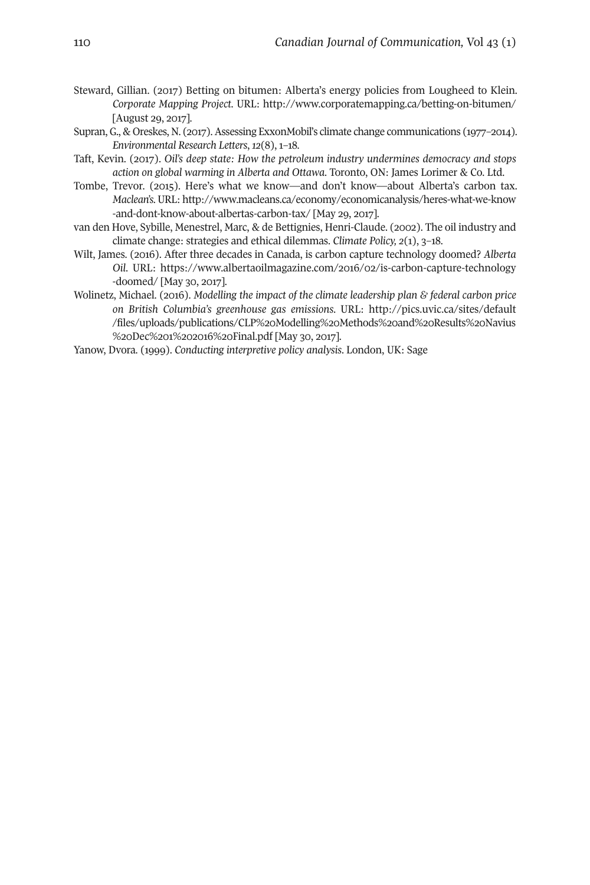Steward, Gillian. (2017) Betting on bitumen: Alberta's energy policies from Lougheed to Klein. *Corporate Mapping Project.* URL: http://www.corporatemapping.ca/betting-on-bitumen/ [August 29, 2017].

Supran, G., & Oreskes, N. (2017). Assessing ExxonMobil's climate change communications (1977–2014). *Environmental Research Letters*, *12*(8), 1–18.

Taft, Kevin. (2017). *Oil's deep state: How the petroleum industry undermines democracy and stops action on global warming in Alberta and Ottawa.* Toronto, ON: James Lorimer & Co. Ltd.

Tombe, Trevor. (2015). Here's what we know—and don't know—about Alberta's carbon tax. *Maclean's.* URL: http://www.macleans.ca/economy/economicanalysis/heres-what-we-know-and-dont-know-about-albertas-carbon-tax/ [May 29, 2017].

van den Hove, Sybille, Menestrel, Marc, & de Bettignies, Henri-Claude. (2002). The oil industry and climate change: strategies and ethical dilemmas. *Climate Policy, 2*(1), 3–18.

Wilt, James. (2016). After three decades in Canada, is carbon capture technology doomed? *Alberta Oil.* URL: https://www.albertaoilmagazine.com/2016/02/is-carbon-capture-technology-doomed/ [May 30, 2017].

Wolinetz, Michael. (2016). *Modelling the impact of the climate leadership plan & federal carbon price on British Columbia's greenhouse gas emissions.* URL: http://pics.uvic.ca/sites/default/files/uploads/publications/CLP%20Modelling%20Methods%20and%20Results%20Navius%20Dec%201%202016%20Final.pdf [May 30, 2017].

Yanow, Dvora. (1999). *Conducting interpretive policy analysis*. London, UK: Sage